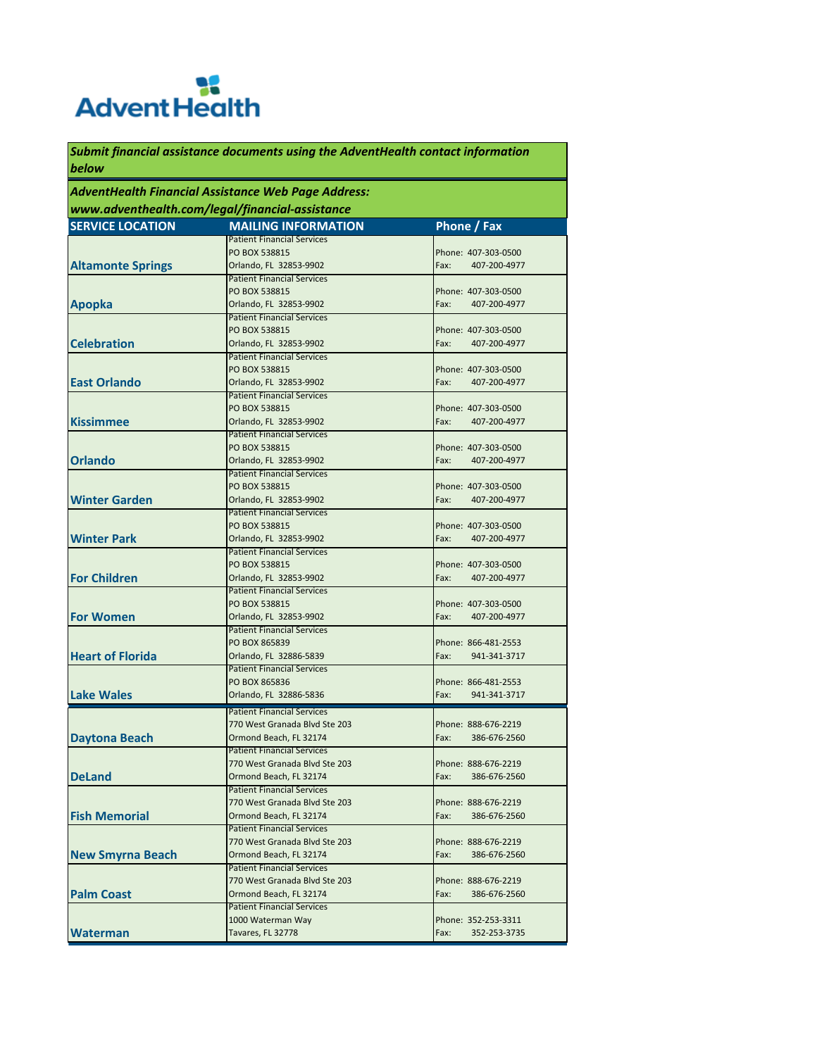AdventHealth

***Submit financial assistance documents using the AdventHealth contact information below***

***AdventHealth Financial Assistance Web Page Address: www.adventhealth.com/legal/financial-assistance***

| SERVICE LOCATION | MAILING INFORMATION | Phone / Fax |
|---|---|---|
| **Altamonte Springs** | Patient Financial Services<br>PO BOX 538815<br>Orlando, FL 32853-9902 | Phone: 407-303-0500<br>Fax: 407-200-4977 |
| **Apopka** | Patient Financial Services<br>PO BOX 538815<br>Orlando, FL 32853-9902 | Phone: 407-303-0500<br>Fax: 407-200-4977 |
| **Celebration** | Patient Financial Services<br>PO BOX 538815<br>Orlando, FL 32853-9902 | Phone: 407-303-0500<br>Fax: 407-200-4977 |
| **East Orlando** | Patient Financial Services<br>PO BOX 538815<br>Orlando, FL 32853-9902 | Phone: 407-303-0500<br>Fax: 407-200-4977 |
| **Kissimmee** | Patient Financial Services<br>PO BOX 538815<br>Orlando, FL 32853-9902 | Phone: 407-303-0500<br>Fax: 407-200-4977 |
| **Orlando** | Patient Financial Services<br>PO BOX 538815<br>Orlando, FL 32853-9902 | Phone: 407-303-0500<br>Fax: 407-200-4977 |
| **Winter Garden** | Patient Financial Services<br>PO BOX 538815<br>Orlando, FL 32853-9902 | Phone: 407-303-0500<br>Fax: 407-200-4977 |
| **Winter Park** | Patient Financial Services<br>PO BOX 538815<br>Orlando, FL 32853-9902 | Phone: 407-303-0500<br>Fax: 407-200-4977 |
| **For Children** | Patient Financial Services<br>PO BOX 538815<br>Orlando, FL 32853-9902 | Phone: 407-303-0500<br>Fax: 407-200-4977 |
| **For Women** | Patient Financial Services<br>PO BOX 538815<br>Orlando, FL 32853-9902 | Phone: 407-303-0500<br>Fax: 407-200-4977 |
| **Heart of Florida** | Patient Financial Services<br>PO BOX 865839<br>Orlando, FL 32886-5839 | Phone: 866-481-2553<br>Fax: 941-341-3717 |
| **Lake Wales** | Patient Financial Services<br>PO BOX 865836<br>Orlando, FL 32886-5836 | Phone: 866-481-2553<br>Fax: 941-341-3717 |
| **Daytona Beach** | Patient Financial Services<br>770 West Granada Blvd Ste 203<br>Ormond Beach, FL 32174 | Phone: 888-676-2219<br>Fax: 386-676-2560 |
| **DeLand** | Patient Financial Services<br>770 West Granada Blvd Ste 203<br>Ormond Beach, FL 32174 | Phone: 888-676-2219<br>Fax: 386-676-2560 |
| **Fish Memorial** | Patient Financial Services<br>770 West Granada Blvd Ste 203<br>Ormond Beach, FL 32174 | Phone: 888-676-2219<br>Fax: 386-676-2560 |
| **New Smyrna Beach** | Patient Financial Services<br>770 West Granada Blvd Ste 203<br>Ormond Beach, FL 32174 | Phone: 888-676-2219<br>Fax: 386-676-2560 |
| **Palm Coast** | Patient Financial Services<br>770 West Granada Blvd Ste 203<br>Ormond Beach, FL 32174 | Phone: 888-676-2219<br>Fax: 386-676-2560 |
| **Waterman** | Patient Financial Services<br>1000 Waterman Way<br>Tavares, FL 32778 | Phone: 352-253-3311<br>Fax: 352-253-3735 |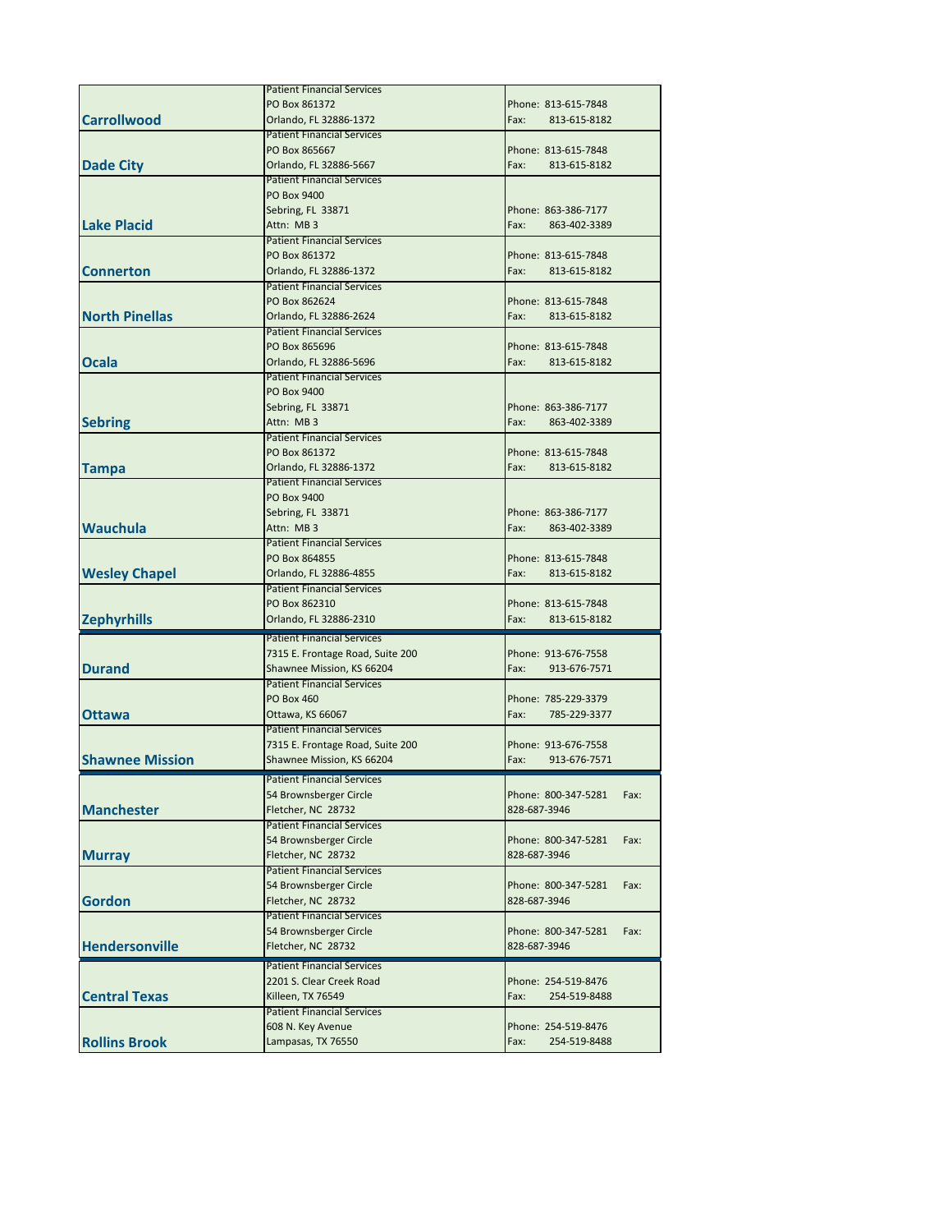| | | |
|---|---|---|
| **Carrollwood** | Patient Financial Services<br>PO Box 861372<br>Orlando, FL 32886-1372 | Phone: 813-615-7848<br>Fax: 813-615-8182 |
| **Dade City** | Patient Financial Services<br>PO Box 865667<br>Orlando, FL 32886-5667 | Phone: 813-615-7848<br>Fax: 813-615-8182 |
| **Lake Placid** | Patient Financial Services<br>PO Box 9400<br>Sebring, FL 33871<br>Attn: MB 3 | Phone: 863-386-7177<br>Fax: 863-402-3389 |
| **Connerton** | Patient Financial Services<br>PO Box 861372<br>Orlando, FL 32886-1372 | Phone: 813-615-7848<br>Fax: 813-615-8182 |
| **North Pinellas** | Patient Financial Services<br>PO Box 862624<br>Orlando, FL 32886-2624 | Phone: 813-615-7848<br>Fax: 813-615-8182 |
| **Ocala** | Patient Financial Services<br>PO Box 865696<br>Orlando, FL 32886-5696 | Phone: 813-615-7848<br>Fax: 813-615-8182 |
| **Sebring** | Patient Financial Services<br>PO Box 9400<br>Sebring, FL 33871<br>Attn: MB 3 | Phone: 863-386-7177<br>Fax: 863-402-3389 |
| **Tampa** | Patient Financial Services<br>PO Box 861372<br>Orlando, FL 32886-1372 | Phone: 813-615-7848<br>Fax: 813-615-8182 |
| **Wauchula** | Patient Financial Services<br>PO Box 9400<br>Sebring, FL 33871<br>Attn: MB 3 | Phone: 863-386-7177<br>Fax: 863-402-3389 |
| **Wesley Chapel** | Patient Financial Services<br>PO Box 864855<br>Orlando, FL 32886-4855 | Phone: 813-615-7848<br>Fax: 813-615-8182 |
| **Zephyrhills** | Patient Financial Services<br>PO Box 862310<br>Orlando, FL 32886-2310 | Phone: 813-615-7848<br>Fax: 813-615-8182 |
| **Durand** | Patient Financial Services<br>7315 E. Frontage Road, Suite 200<br>Shawnee Mission, KS 66204 | Phone: 913-676-7558<br>Fax: 913-676-7571 |
| **Ottawa** | Patient Financial Services<br>PO Box 460<br>Ottawa, KS 66067 | Phone: 785-229-3379<br>Fax: 785-229-3377 |
| **Shawnee Mission** | Patient Financial Services<br>7315 E. Frontage Road, Suite 200<br>Shawnee Mission, KS 66204 | Phone: 913-676-7558<br>Fax: 913-676-7571 |
| **Manchester** | Patient Financial Services<br>54 Brownsberger Circle<br>Fletcher, NC 28732 | Phone: 800-347-5281 Fax:<br>828-687-3946 |
| **Murray** | Patient Financial Services<br>54 Brownsberger Circle<br>Fletcher, NC 28732 | Phone: 800-347-5281 Fax:<br>828-687-3946 |
| **Gordon** | Patient Financial Services<br>54 Brownsberger Circle<br>Fletcher, NC 28732 | Phone: 800-347-5281 Fax:<br>828-687-3946 |
| **Hendersonville** | Patient Financial Services<br>54 Brownsberger Circle<br>Fletcher, NC 28732 | Phone: 800-347-5281 Fax:<br>828-687-3946 |
| **Central Texas** | Patient Financial Services<br>2201 S. Clear Creek Road<br>Killeen, TX 76549 | Phone: 254-519-8476<br>Fax: 254-519-8488 |
| **Rollins Brook** | Patient Financial Services<br>608 N. Key Avenue<br>Lampasas, TX 76550 | Phone: 254-519-8476<br>Fax: 254-519-8488 |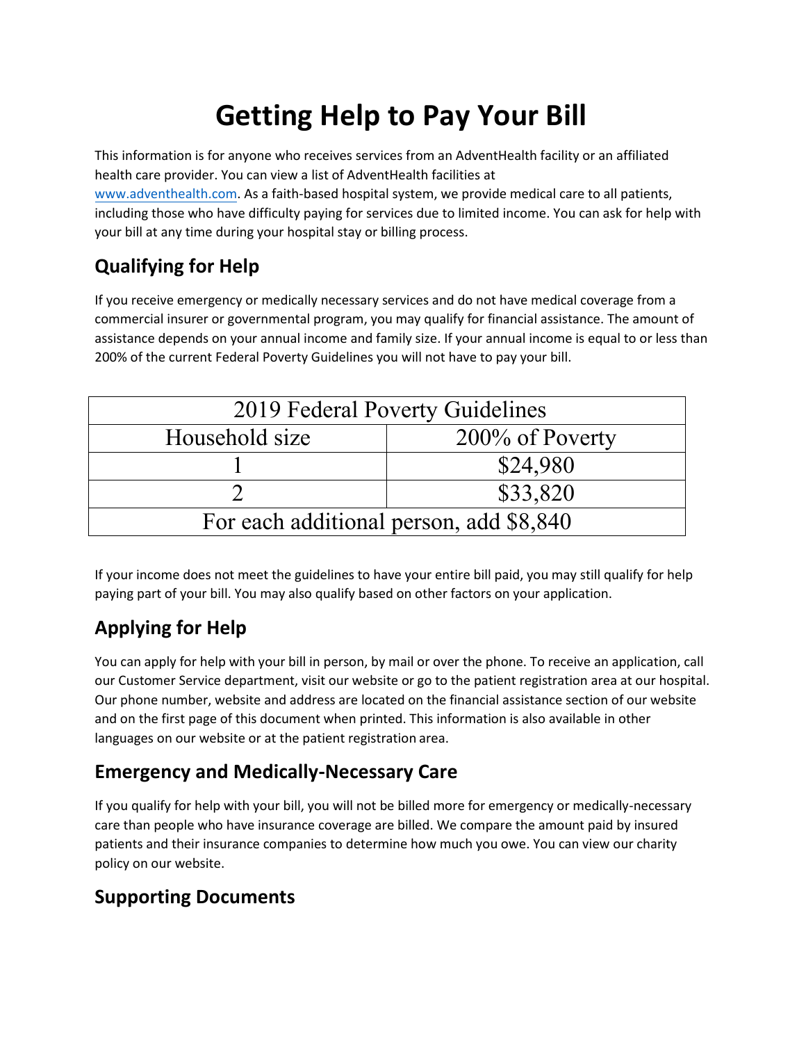# Getting Help to Pay Your Bill

This information is for anyone who receives services from an AdventHealth facility or an affiliated health care provider. You can view a list of AdventHealth facilities at www.adventhealth.com. As a faith-based hospital system, we provide medical care to all patients, including those who have difficulty paying for services due to limited income. You can ask for help with your bill at any time during your hospital stay or billing process.

## Qualifying for Help

If you receive emergency or medically necessary services and do not have medical coverage from a commercial insurer or governmental program, you may qualify for financial assistance. The amount of assistance depends on your annual income and family size. If your annual income is equal to or less than 200% of the current Federal Poverty Guidelines you will not have to pay your bill.

| 2019 Federal Poverty Guidelines | |
|---|---|
| Household size | 200% of Poverty |
| 1 | $24,980 |
| 2 | $33,820 |
| For each additional person, add $8,840 | |

If your income does not meet the guidelines to have your entire bill paid, you may still qualify for help paying part of your bill. You may also qualify based on other factors on your application.

## Applying for Help

You can apply for help with your bill in person, by mail or over the phone. To receive an application, call our Customer Service department, visit our website or go to the patient registration area at our hospital. Our phone number, website and address are located on the financial assistance section of our website and on the first page of this document when printed. This information is also available in other languages on our website or at the patient registration area.

## Emergency and Medically-Necessary Care

If you qualify for help with your bill, you will not be billed more for emergency or medically-necessary care than people who have insurance coverage are billed. We compare the amount paid by insured patients and their insurance companies to determine how much you owe. You can view our charity policy on our website.

## Supporting Documents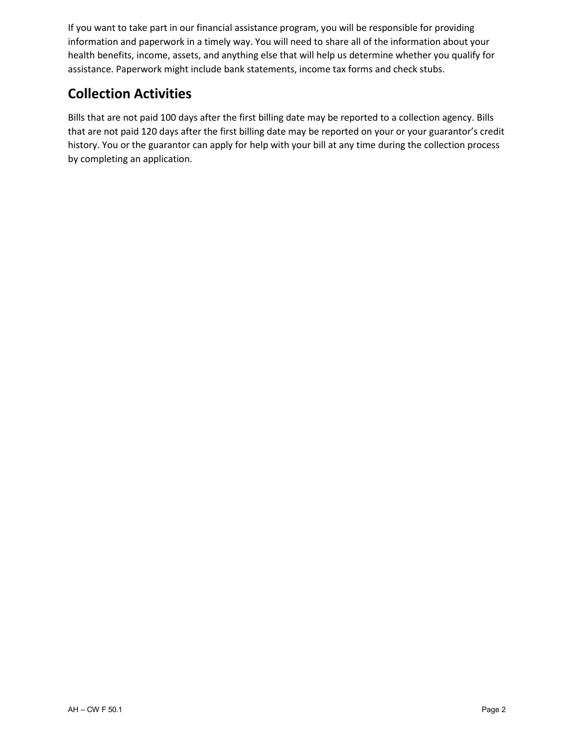If you want to take part in our financial assistance program, you will be responsible for providing information and paperwork in a timely way. You will need to share all of the information about your health benefits, income, assets, and anything else that will help us determine whether you qualify for assistance. Paperwork might include bank statements, income tax forms and check stubs.

## Collection Activities

Bills that are not paid 100 days after the first billing date may be reported to a collection agency. Bills that are not paid 120 days after the first billing date may be reported on your or your guarantor's credit history. You or the guarantor can apply for help with your bill at any time during the collection process by completing an application.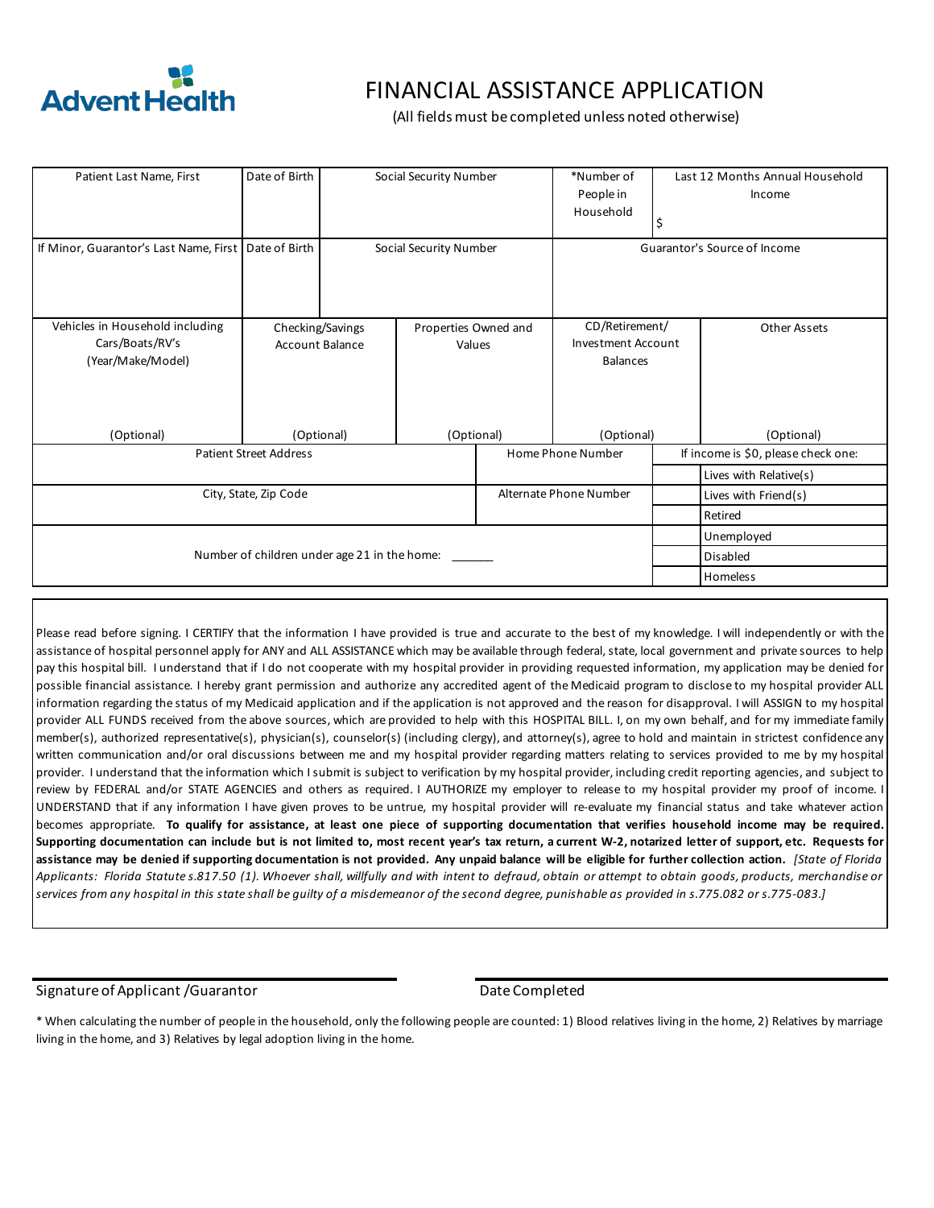AdventHealth

# FINANCIAL ASSISTANCE APPLICATION

(All fields must be completed unless noted otherwise)

| Patient Last Name, First | Date of Birth | Social Security Number | *Number of People in Household | Last 12 Months Annual Household Income $ |
|---|---|---|---|---|
| | | | | |

| If Minor, Guarantor's Last Name, First | Date of Birth | Social Security Number | Guarantor's Source of Income |
|---|---|---|---|
| | | | |

| Vehicles in Household including Cars/Boats/RV's (Year/Make/Model) (Optional) | Checking/Savings Account Balance (Optional) | Properties Owned and Values (Optional) | CD/Retirement/ Investment Account Balances (Optional) | Other Assets (Optional) |
|---|---|---|---|---|
| | | | | |

| Patient Street Address | Home Phone Number | If income is $0, please check one: |
|---|---|---|
| | | ☐ Lives with Relative(s) |
| City, State, Zip Code | Alternate Phone Number | ☐ Lives with Friend(s) |
| | | ☐ Retired |
| Number of children under age 21 in the home: ______ | | ☐ Unemployed |
| | | ☐ Disabled |
| | | ☐ Homeless |

Please read before signing. I CERTIFY that the information I have provided is true and accurate to the best of my knowledge. I will independently or with the assistance of hospital personnel apply for ANY and ALL ASSISTANCE which may be available through federal, state, local government and private sources to help pay this hospital bill. I understand that if I do not cooperate with my hospital provider in providing requested information, my application may be denied for possible financial assistance. I hereby grant permission and authorize any accredited agent of the Medicaid program to disclose to my hospital provider ALL information regarding the status of my Medicaid application and if the application is not approved and the reason for disapproval. I will ASSIGN to my hospital provider ALL FUNDS received from the above sources, which are provided to help with this HOSPITAL BILL. I, on my own behalf, and for my immediate family member(s), authorized representative(s), physician(s), counselor(s) (including clergy), and attorney(s), agree to hold and maintain in strictest confidence any written communication and/or oral discussions between me and my hospital provider regarding matters relating to services provided to me by my hospital provider. I understand that the information which I submit is subject to verification by my hospital provider, including credit reporting agencies, and subject to review by FEDERAL and/or STATE AGENCIES and others as required. I AUTHORIZE my employer to release to my hospital provider my proof of income. I UNDERSTAND that if any information I have given proves to be untrue, my hospital provider will re-evaluate my financial status and take whatever action becomes appropriate. **To qualify for assistance, at least one piece of supporting documentation that verifies household income may be required. Supporting documentation can include but is not limited to, most recent year's tax return, a current W-2, notarized letter of support, etc. Requests for assistance may be denied if supporting documentation is not provided. Any unpaid balance will be eligible for further collection action.** *[State of Florida Applicants: Florida Statute s.817.50 (1). Whoever shall, willfully and with intent to defraud, obtain or attempt to obtain goods, products, merchandise or services from any hospital in this state shall be guilty of a misdemeanor of the second degree, punishable as provided in s.775.082 or s.775-083.]*

Signature of Applicant /Guarantor ______________________ Date Completed ______________________

* When calculating the number of people in the household, only the following people are counted: 1) Blood relatives living in the home, 2) Relatives by marriage living in the home, and 3) Relatives by legal adoption living in the home.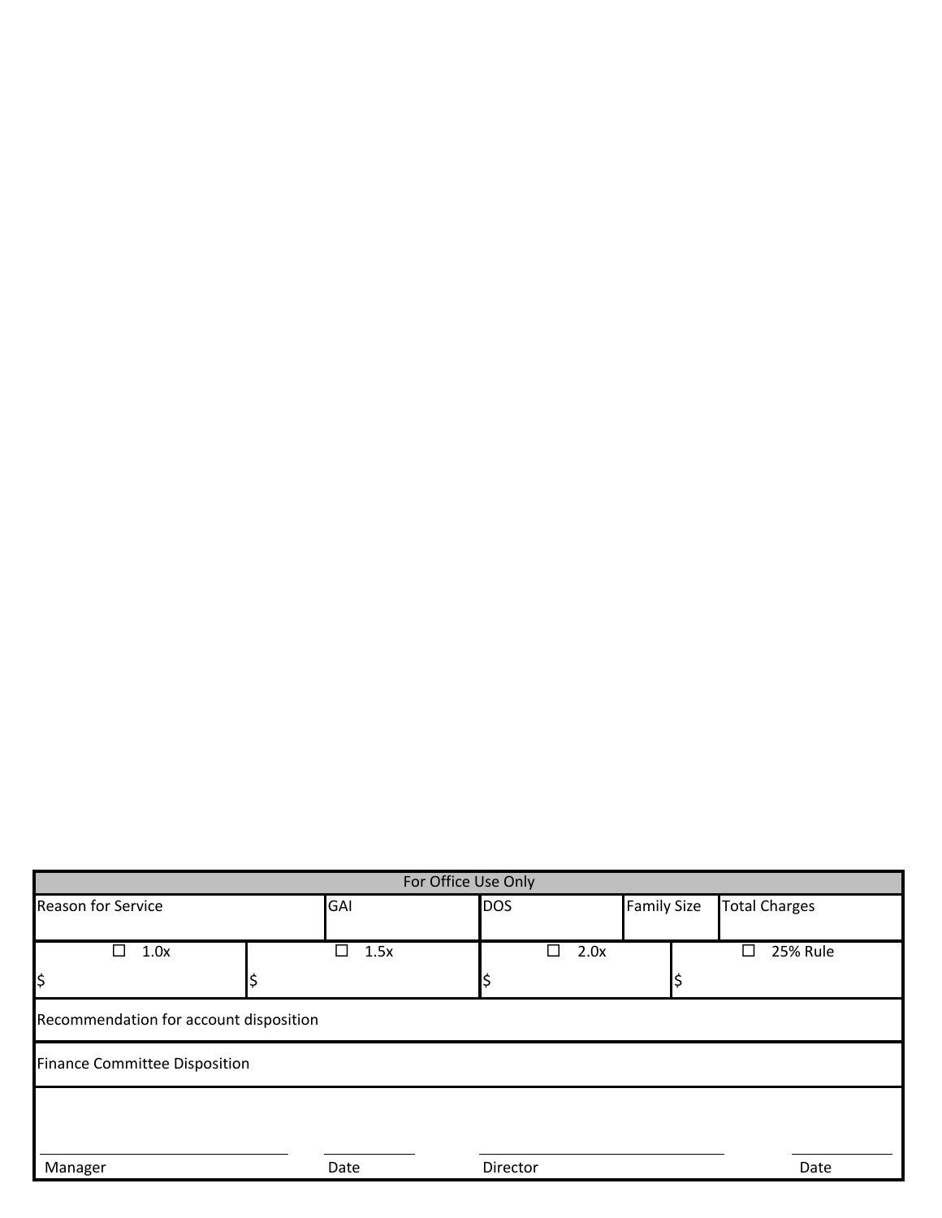| For Office Use Only | | | | | | |
|---|---|---|---|---|---|---|
| Reason for Service | | GAI | DOS | | Family Size | Total Charges |
| ☐ 1.0x<br>$ | ☐ 1.5x<br>$ | | ☐ 2.0x<br>$ | | ☐ 25% Rule<br>$ | |
| Recommendation for account disposition | | | | | | |
| Finance Committee Disposition | | | | | | |

_______________________ Manager

__________ Date

_______________________ Director

__________ Date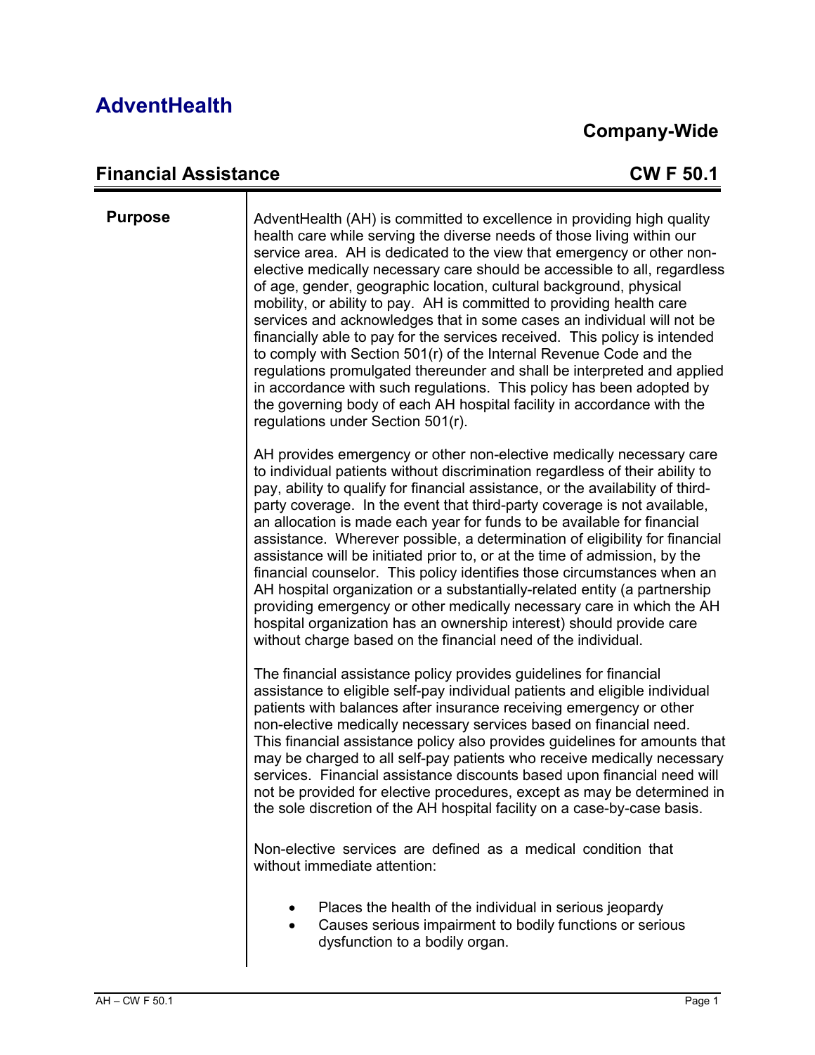# AdventHealth

## Company-Wide

## Financial Assistance CW F 50.1

**Purpose**

AdventHealth (AH) is committed to excellence in providing high quality health care while serving the diverse needs of those living within our service area. AH is dedicated to the view that emergency or other non-elective medically necessary care should be accessible to all, regardless of age, gender, geographic location, cultural background, physical mobility, or ability to pay. AH is committed to providing health care services and acknowledges that in some cases an individual will not be financially able to pay for the services received. This policy is intended to comply with Section 501(r) of the Internal Revenue Code and the regulations promulgated thereunder and shall be interpreted and applied in accordance with such regulations. This policy has been adopted by the governing body of each AH hospital facility in accordance with the regulations under Section 501(r).

AH provides emergency or other non-elective medically necessary care to individual patients without discrimination regardless of their ability to pay, ability to qualify for financial assistance, or the availability of third-party coverage. In the event that third-party coverage is not available, an allocation is made each year for funds to be available for financial assistance. Wherever possible, a determination of eligibility for financial assistance will be initiated prior to, or at the time of admission, by the financial counselor. This policy identifies those circumstances when an AH hospital organization or a substantially-related entity (a partnership providing emergency or other medically necessary care in which the AH hospital organization has an ownership interest) should provide care without charge based on the financial need of the individual.

The financial assistance policy provides guidelines for financial assistance to eligible self-pay individual patients and eligible individual patients with balances after insurance receiving emergency or other non-elective medically necessary services based on financial need. This financial assistance policy also provides guidelines for amounts that may be charged to all self-pay patients who receive medically necessary services. Financial assistance discounts based upon financial need will not be provided for elective procedures, except as may be determined in the sole discretion of the AH hospital facility on a case-by-case basis.

Non-elective services are defined as a medical condition that without immediate attention:

- Places the health of the individual in serious jeopardy
- Causes serious impairment to bodily functions or serious dysfunction to a bodily organ.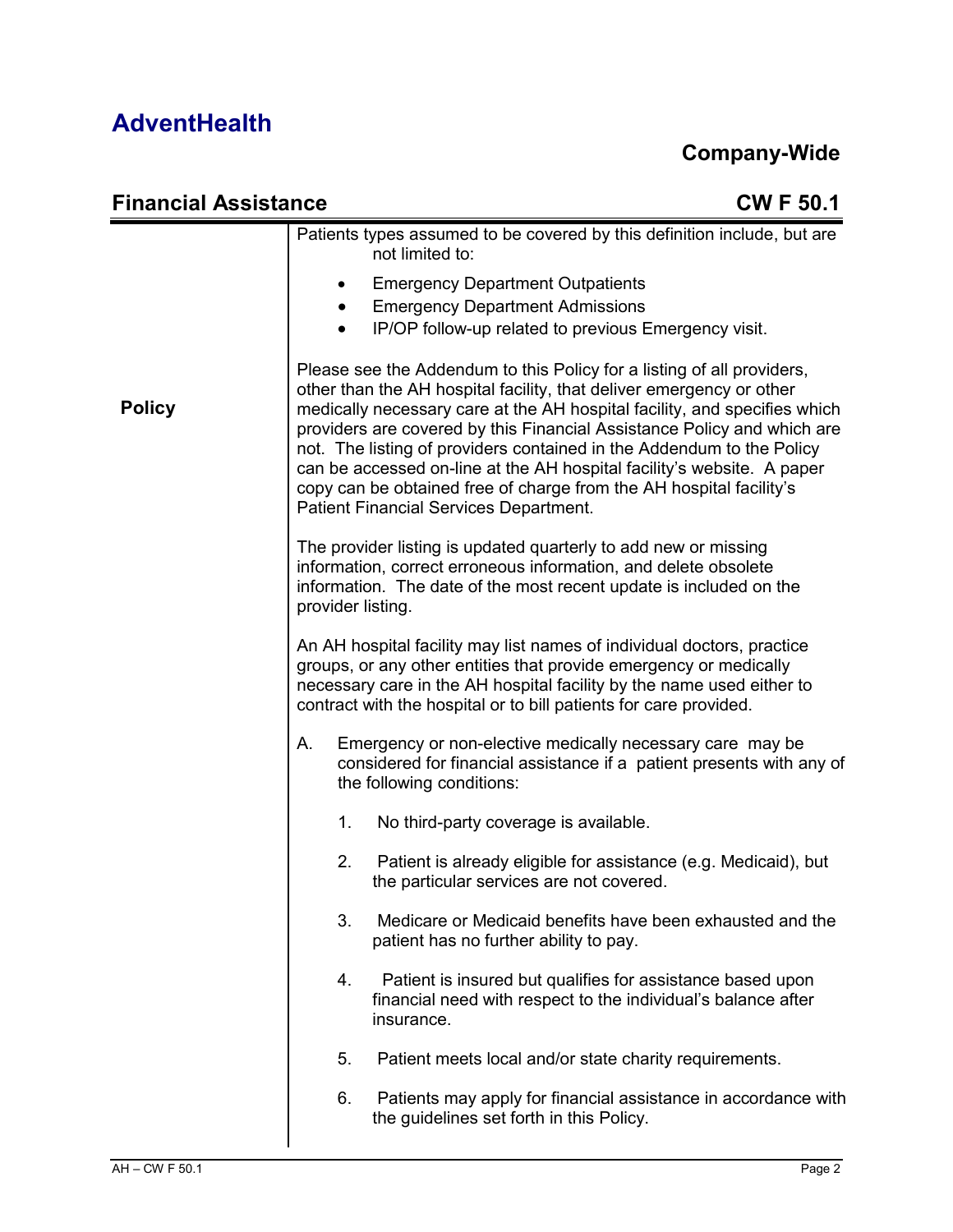Patients types assumed to be covered by this definition include, but are not limited to:

- Emergency Department Outpatients
- Emergency Department Admissions
- IP/OP follow-up related to previous Emergency visit.

**Policy**

Please see the Addendum to this Policy for a listing of all providers, other than the AH hospital facility, that deliver emergency or other medically necessary care at the AH hospital facility, and specifies which providers are covered by this Financial Assistance Policy and which are not. The listing of providers contained in the Addendum to the Policy can be accessed on-line at the AH hospital facility's website. A paper copy can be obtained free of charge from the AH hospital facility's Patient Financial Services Department.

The provider listing is updated quarterly to add new or missing information, correct erroneous information, and delete obsolete information. The date of the most recent update is included on the provider listing.

An AH hospital facility may list names of individual doctors, practice groups, or any other entities that provide emergency or medically necessary care in the AH hospital facility by the name used either to contract with the hospital or to bill patients for care provided.

A. Emergency or non-elective medically necessary care may be considered for financial assistance if a patient presents with any of the following conditions:

1. No third-party coverage is available.
2. Patient is already eligible for assistance (e.g. Medicaid), but the particular services are not covered.
3. Medicare or Medicaid benefits have been exhausted and the patient has no further ability to pay.
4. Patient is insured but qualifies for assistance based upon financial need with respect to the individual's balance after insurance.
5. Patient meets local and/or state charity requirements.
6. Patients may apply for financial assistance in accordance with the guidelines set forth in this Policy.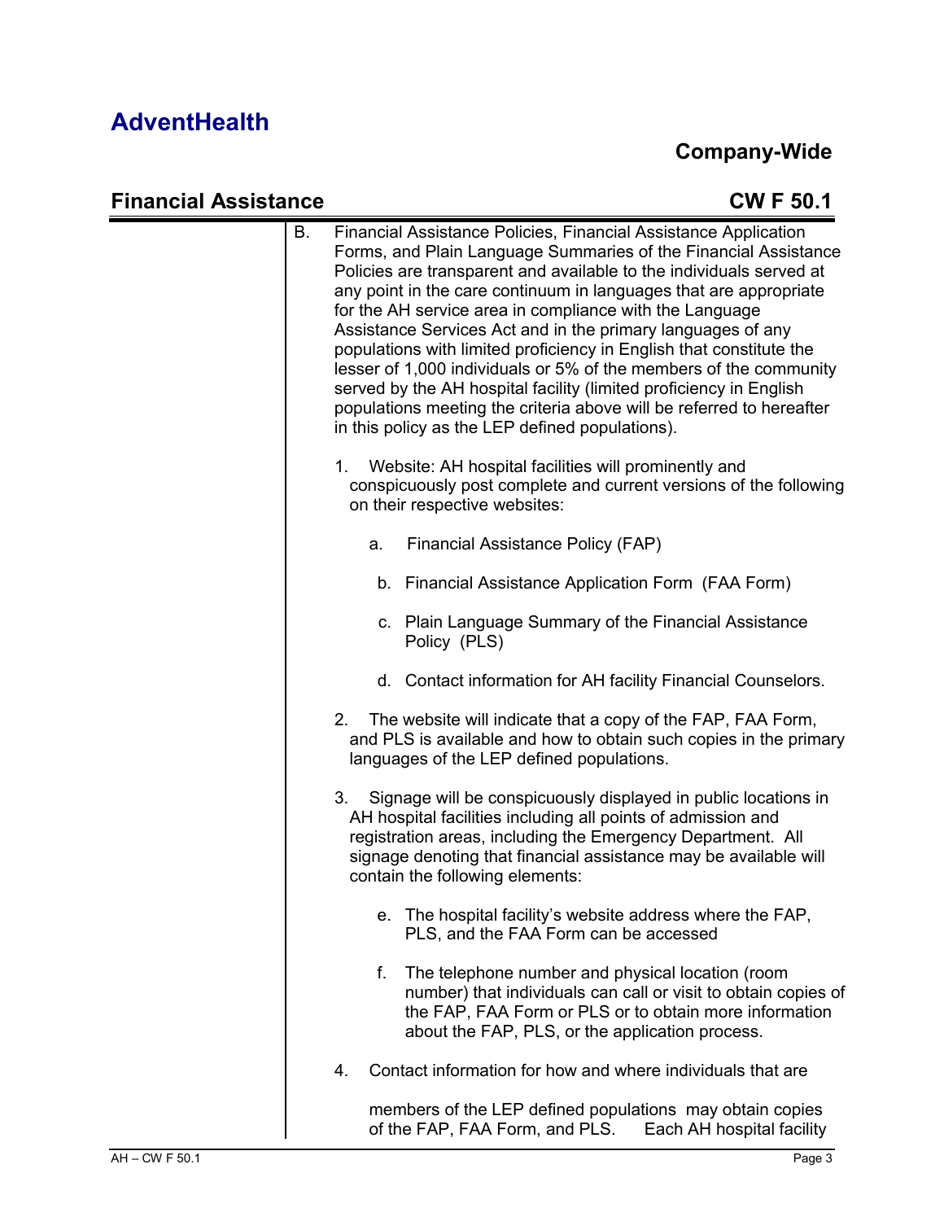B. Financial Assistance Policies, Financial Assistance Application Forms, and Plain Language Summaries of the Financial Assistance Policies are transparent and available to the individuals served at any point in the care continuum in languages that are appropriate for the AH service area in compliance with the Language Assistance Services Act and in the primary languages of any populations with limited proficiency in English that constitute the lesser of 1,000 individuals or 5% of the members of the community served by the AH hospital facility (limited proficiency in English populations meeting the criteria above will be referred to hereafter in this policy as the LEP defined populations).

1. Website: AH hospital facilities will prominently and conspicuously post complete and current versions of the following on their respective websites:

   a. Financial Assistance Policy (FAP)

   b. Financial Assistance Application Form (FAA Form)

   c. Plain Language Summary of the Financial Assistance Policy (PLS)

   d. Contact information for AH facility Financial Counselors.

2. The website will indicate that a copy of the FAP, FAA Form, and PLS is available and how to obtain such copies in the primary languages of the LEP defined populations.

3. Signage will be conspicuously displayed in public locations in AH hospital facilities including all points of admission and registration areas, including the Emergency Department. All signage denoting that financial assistance may be available will contain the following elements:

   e. The hospital facility's website address where the FAP, PLS, and the FAA Form can be accessed

   f. The telephone number and physical location (room number) that individuals can call or visit to obtain copies of the FAP, FAA Form or PLS or to obtain more information about the FAP, PLS, or the application process.

4. Contact information for how and where individuals that are

   members of the LEP defined populations may obtain copies of the FAP, FAA Form, and PLS. Each AH hospital facility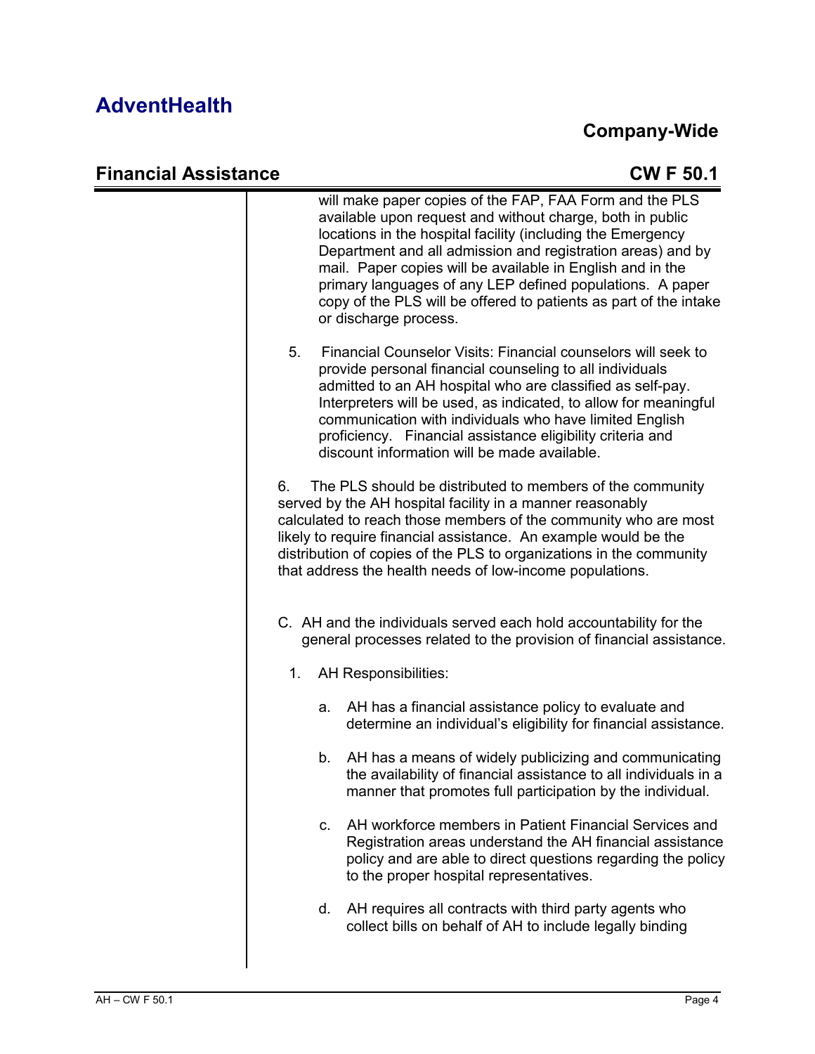will make paper copies of the FAP, FAA Form and the PLS available upon request and without charge, both in public locations in the hospital facility (including the Emergency Department and all admission and registration areas) and by mail. Paper copies will be available in English and in the primary languages of any LEP defined populations. A paper copy of the PLS will be offered to patients as part of the intake or discharge process.

5. Financial Counselor Visits: Financial counselors will seek to provide personal financial counseling to all individuals admitted to an AH hospital who are classified as self-pay. Interpreters will be used, as indicated, to allow for meaningful communication with individuals who have limited English proficiency. Financial assistance eligibility criteria and discount information will be made available.

6. The PLS should be distributed to members of the community served by the AH hospital facility in a manner reasonably calculated to reach those members of the community who are most likely to require financial assistance. An example would be the distribution of copies of the PLS to organizations in the community that address the health needs of low-income populations.

C. AH and the individuals served each hold accountability for the general processes related to the provision of financial assistance.

1. AH Responsibilities:

   a. AH has a financial assistance policy to evaluate and determine an individual's eligibility for financial assistance.

   b. AH has a means of widely publicizing and communicating the availability of financial assistance to all individuals in a manner that promotes full participation by the individual.

   c. AH workforce members in Patient Financial Services and Registration areas understand the AH financial assistance policy and are able to direct questions regarding the policy to the proper hospital representatives.

   d. AH requires all contracts with third party agents who collect bills on behalf of AH to include legally binding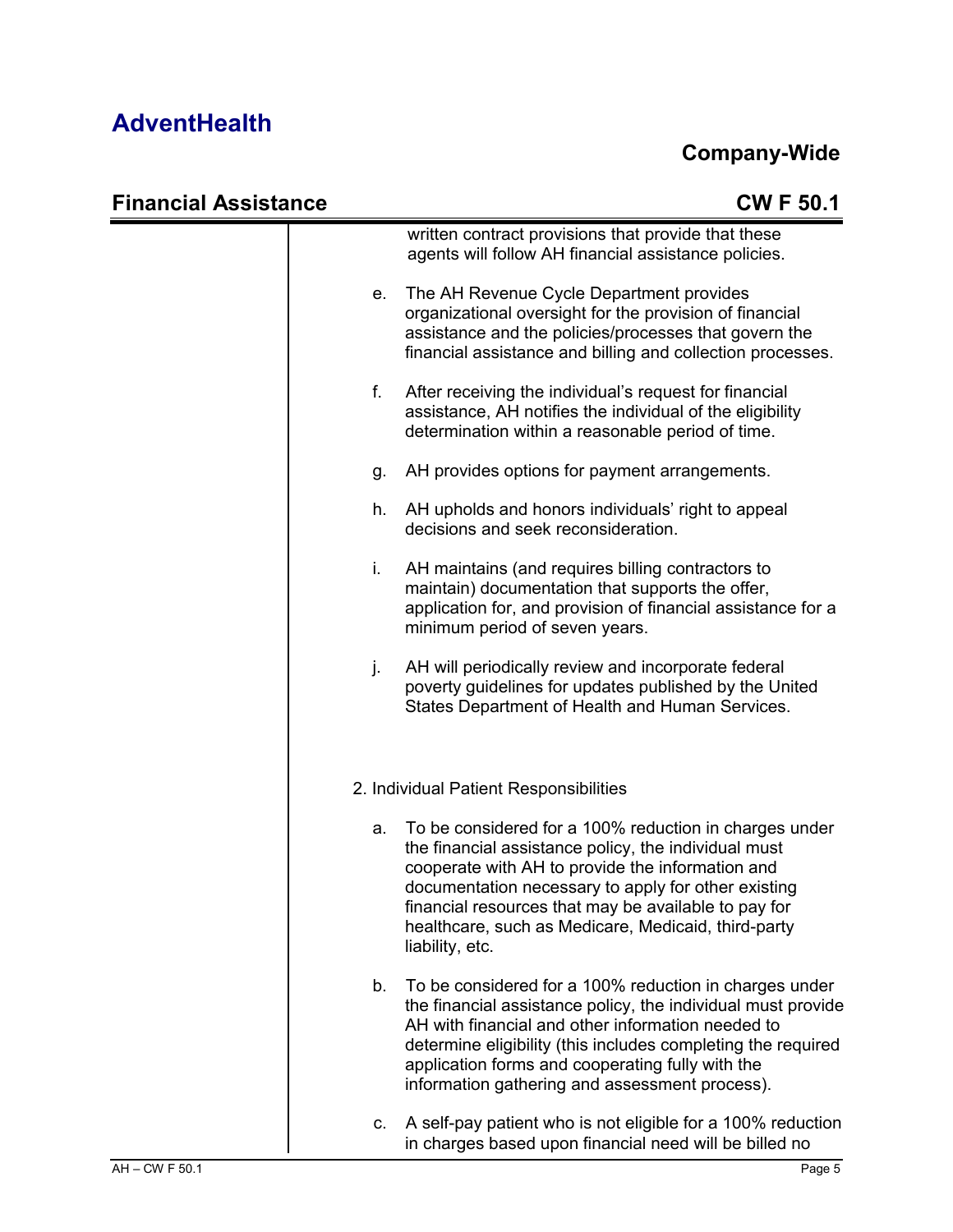written contract provisions that provide that these agents will follow AH financial assistance policies.

e. The AH Revenue Cycle Department provides organizational oversight for the provision of financial assistance and the policies/processes that govern the financial assistance and billing and collection processes.

f. After receiving the individual's request for financial assistance, AH notifies the individual of the eligibility determination within a reasonable period of time.

g. AH provides options for payment arrangements.

h. AH upholds and honors individuals' right to appeal decisions and seek reconsideration.

i. AH maintains (and requires billing contractors to maintain) documentation that supports the offer, application for, and provision of financial assistance for a minimum period of seven years.

j. AH will periodically review and incorporate federal poverty guidelines for updates published by the United States Department of Health and Human Services.

2. Individual Patient Responsibilities

a. To be considered for a 100% reduction in charges under the financial assistance policy, the individual must cooperate with AH to provide the information and documentation necessary to apply for other existing financial resources that may be available to pay for healthcare, such as Medicare, Medicaid, third-party liability, etc.

b. To be considered for a 100% reduction in charges under the financial assistance policy, the individual must provide AH with financial and other information needed to determine eligibility (this includes completing the required application forms and cooperating fully with the information gathering and assessment process).

c. A self-pay patient who is not eligible for a 100% reduction in charges based upon financial need will be billed no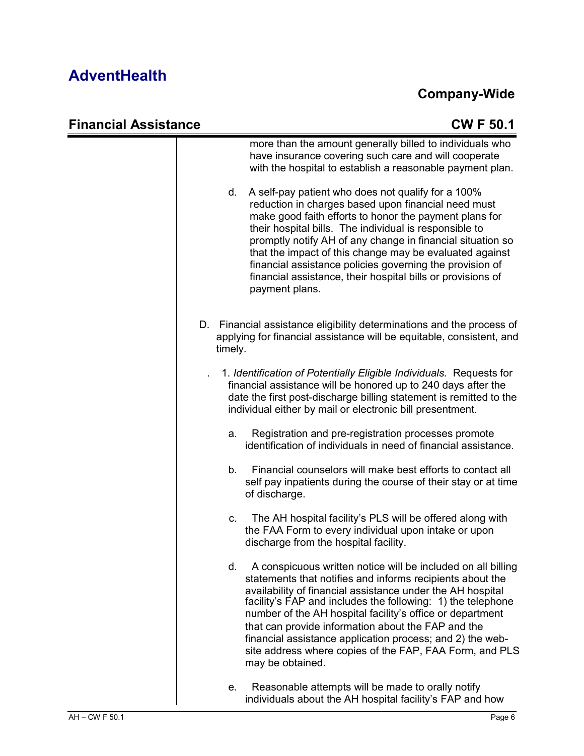more than the amount generally billed to individuals who have insurance covering such care and will cooperate with the hospital to establish a reasonable payment plan.

d. A self-pay patient who does not qualify for a 100% reduction in charges based upon financial need must make good faith efforts to honor the payment plans for their hospital bills. The individual is responsible to promptly notify AH of any change in financial situation so that the impact of this change may be evaluated against financial assistance policies governing the provision of financial assistance, their hospital bills or provisions of payment plans.

D. Financial assistance eligibility determinations and the process of applying for financial assistance will be equitable, consistent, and timely.

. 1. *Identification of Potentially Eligible Individuals.* Requests for financial assistance will be honored up to 240 days after the date the first post-discharge billing statement is remitted to the individual either by mail or electronic bill presentment.

a. Registration and pre-registration processes promote identification of individuals in need of financial assistance.

b. Financial counselors will make best efforts to contact all self pay inpatients during the course of their stay or at time of discharge.

c. The AH hospital facility's PLS will be offered along with the FAA Form to every individual upon intake or upon discharge from the hospital facility.

d. A conspicuous written notice will be included on all billing statements that notifies and informs recipients about the availability of financial assistance under the AH hospital facility's FAP and includes the following: 1) the telephone number of the AH hospital facility's office or department that can provide information about the FAP and the financial assistance application process; and 2) the web-site address where copies of the FAP, FAA Form, and PLS may be obtained.

e. Reasonable attempts will be made to orally notify individuals about the AH hospital facility's FAP and how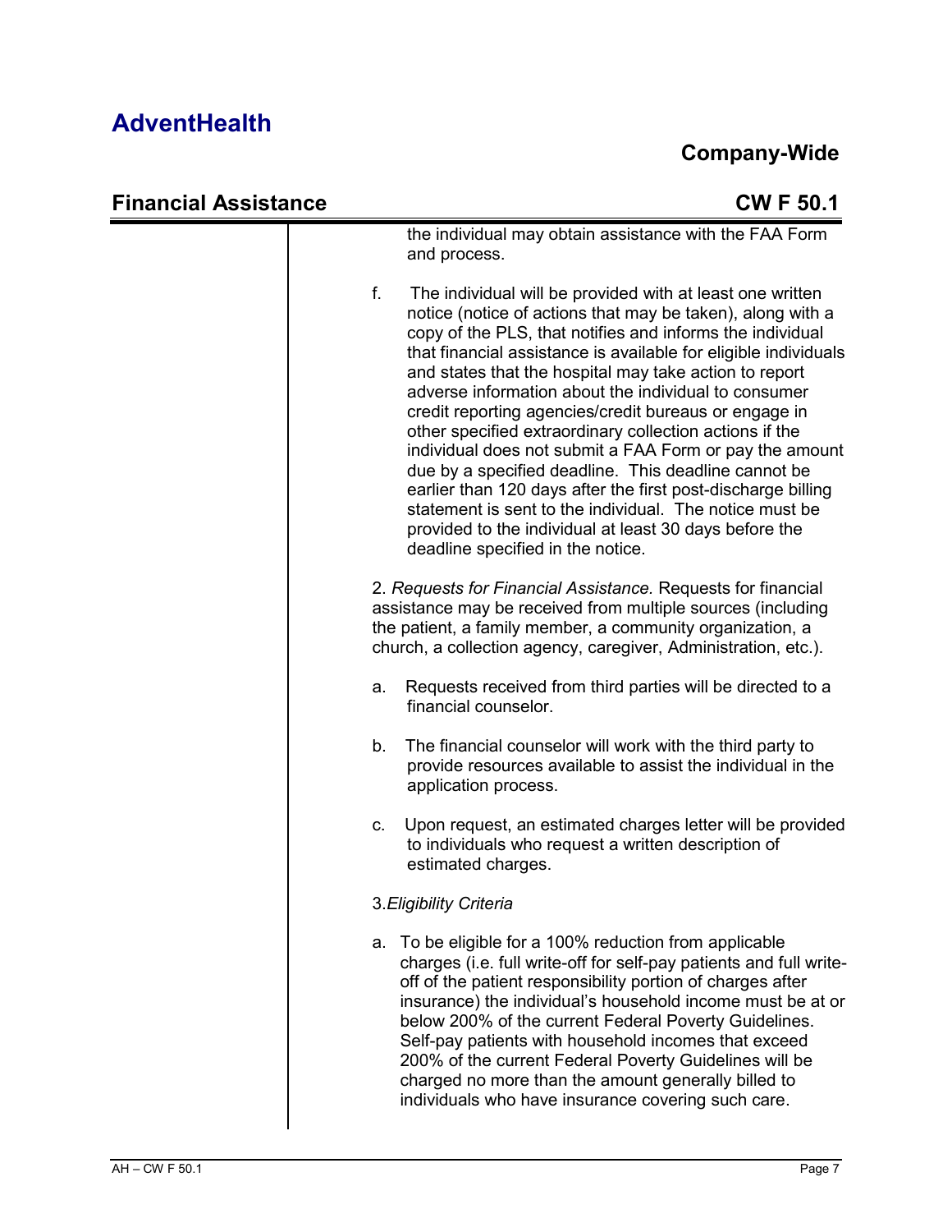the individual may obtain assistance with the FAA Form and process.

f. The individual will be provided with at least one written notice (notice of actions that may be taken), along with a copy of the PLS, that notifies and informs the individual that financial assistance is available for eligible individuals and states that the hospital may take action to report adverse information about the individual to consumer credit reporting agencies/credit bureaus or engage in other specified extraordinary collection actions if the individual does not submit a FAA Form or pay the amount due by a specified deadline. This deadline cannot be earlier than 120 days after the first post-discharge billing statement is sent to the individual. The notice must be provided to the individual at least 30 days before the deadline specified in the notice.

2. *Requests for Financial Assistance.* Requests for financial assistance may be received from multiple sources (including the patient, a family member, a community organization, a church, a collection agency, caregiver, Administration, etc.).

a. Requests received from third parties will be directed to a financial counselor.

b. The financial counselor will work with the third party to provide resources available to assist the individual in the application process.

c. Upon request, an estimated charges letter will be provided to individuals who request a written description of estimated charges.

3. *Eligibility Criteria*

a. To be eligible for a 100% reduction from applicable charges (i.e. full write-off for self-pay patients and full write-off of the patient responsibility portion of charges after insurance) the individual's household income must be at or below 200% of the current Federal Poverty Guidelines. Self-pay patients with household incomes that exceed 200% of the current Federal Poverty Guidelines will be charged no more than the amount generally billed to individuals who have insurance covering such care.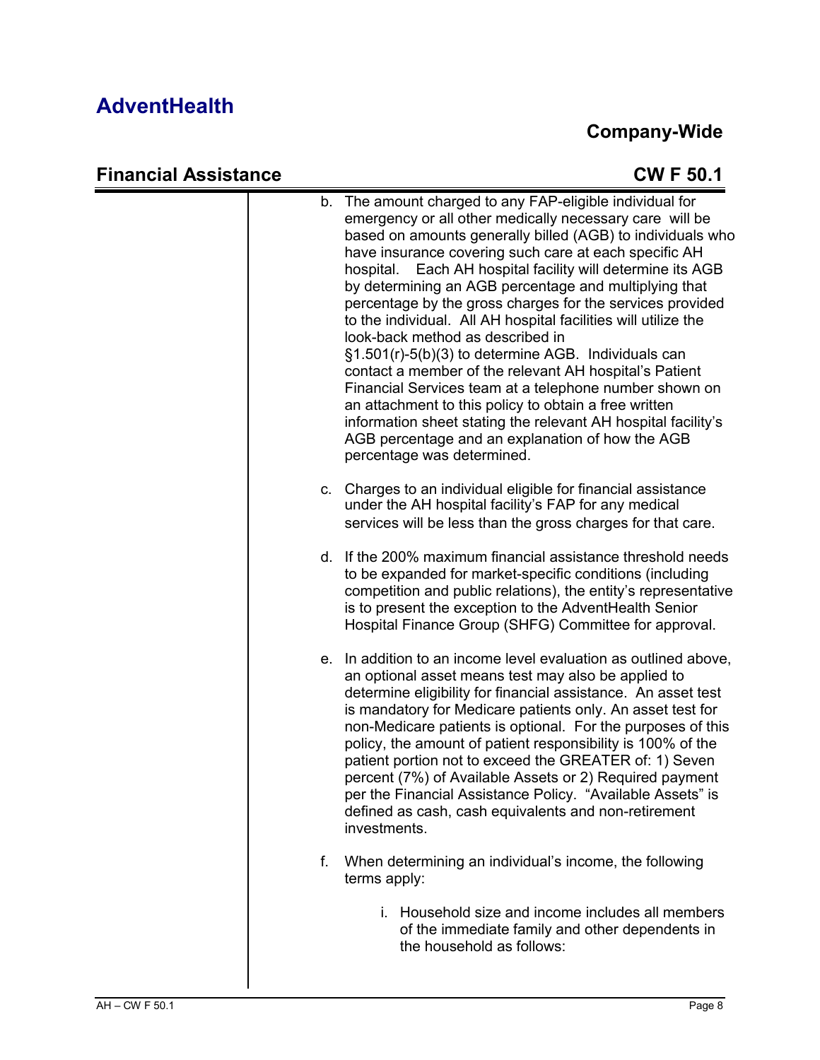b. The amount charged to any FAP-eligible individual for emergency or all other medically necessary care will be based on amounts generally billed (AGB) to individuals who have insurance covering such care at each specific AH hospital. Each AH hospital facility will determine its AGB by determining an AGB percentage and multiplying that percentage by the gross charges for the services provided to the individual. All AH hospital facilities will utilize the look-back method as described in §1.501(r)-5(b)(3) to determine AGB. Individuals can contact a member of the relevant AH hospital's Patient Financial Services team at a telephone number shown on an attachment to this policy to obtain a free written information sheet stating the relevant AH hospital facility's AGB percentage and an explanation of how the AGB percentage was determined.

c. Charges to an individual eligible for financial assistance under the AH hospital facility's FAP for any medical services will be less than the gross charges for that care.

d. If the 200% maximum financial assistance threshold needs to be expanded for market-specific conditions (including competition and public relations), the entity's representative is to present the exception to the AdventHealth Senior Hospital Finance Group (SHFG) Committee for approval.

e. In addition to an income level evaluation as outlined above, an optional asset means test may also be applied to determine eligibility for financial assistance. An asset test is mandatory for Medicare patients only. An asset test for non-Medicare patients is optional. For the purposes of this policy, the amount of patient responsibility is 100% of the patient portion not to exceed the GREATER of: 1) Seven percent (7%) of Available Assets or 2) Required payment per the Financial Assistance Policy. "Available Assets" is defined as cash, cash equivalents and non-retirement investments.

f. When determining an individual's income, the following terms apply:

    i. Household size and income includes all members of the immediate family and other dependents in the household as follows: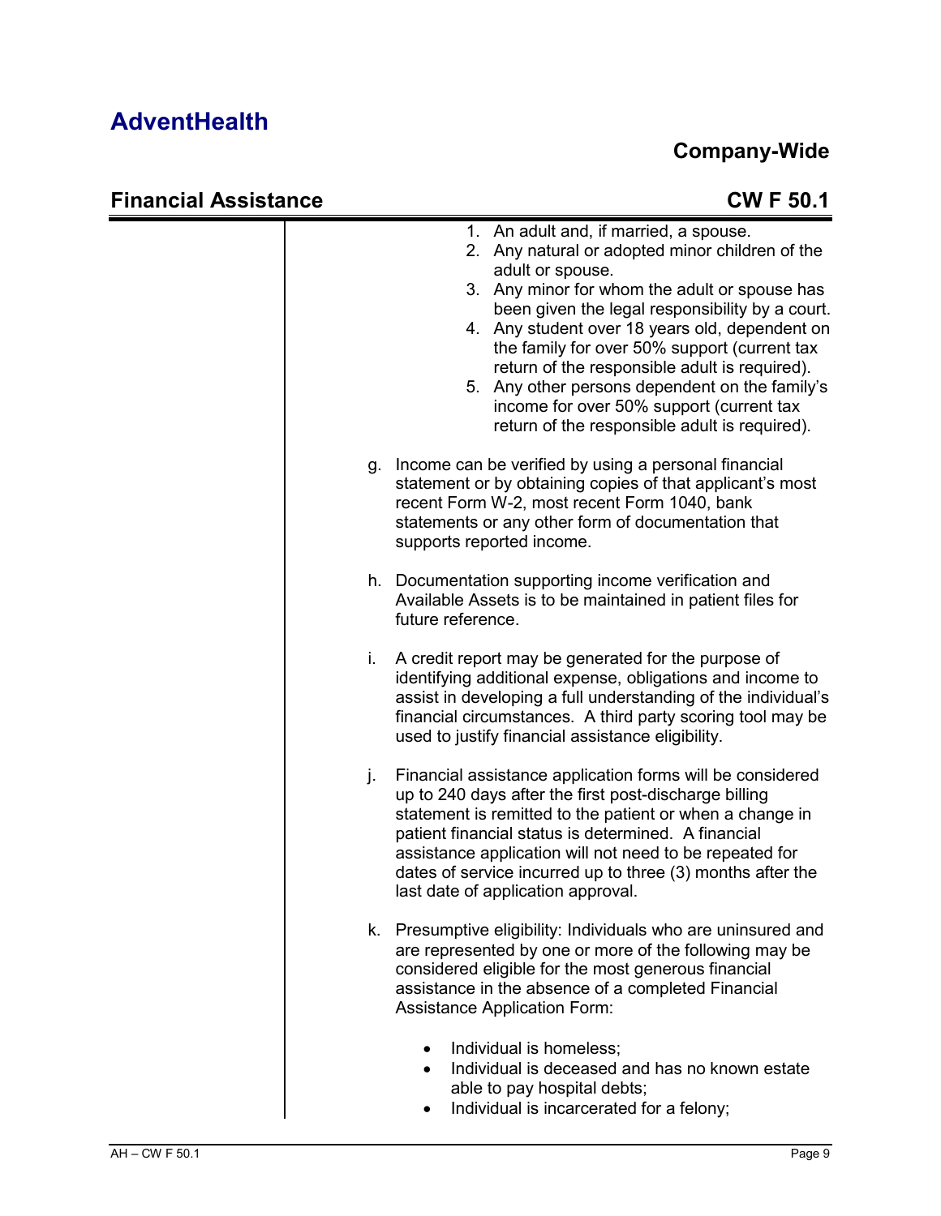1. An adult and, if married, a spouse.
2. Any natural or adopted minor children of the adult or spouse.
3. Any minor for whom the adult or spouse has been given the legal responsibility by a court.
4. Any student over 18 years old, dependent on the family for over 50% support (current tax return of the responsible adult is required).
5. Any other persons dependent on the family's income for over 50% support (current tax return of the responsible adult is required).

g. Income can be verified by using a personal financial statement or by obtaining copies of that applicant's most recent Form W-2, most recent Form 1040, bank statements or any other form of documentation that supports reported income.

h. Documentation supporting income verification and Available Assets is to be maintained in patient files for future reference.

i. A credit report may be generated for the purpose of identifying additional expense, obligations and income to assist in developing a full understanding of the individual's financial circumstances. A third party scoring tool may be used to justify financial assistance eligibility.

j. Financial assistance application forms will be considered up to 240 days after the first post-discharge billing statement is remitted to the patient or when a change in patient financial status is determined. A financial assistance application will not need to be repeated for dates of service incurred up to three (3) months after the last date of application approval.

k. Presumptive eligibility: Individuals who are uninsured and are represented by one or more of the following may be considered eligible for the most generous financial assistance in the absence of a completed Financial Assistance Application Form:

- Individual is homeless;
- Individual is deceased and has no known estate able to pay hospital debts;
- Individual is incarcerated for a felony;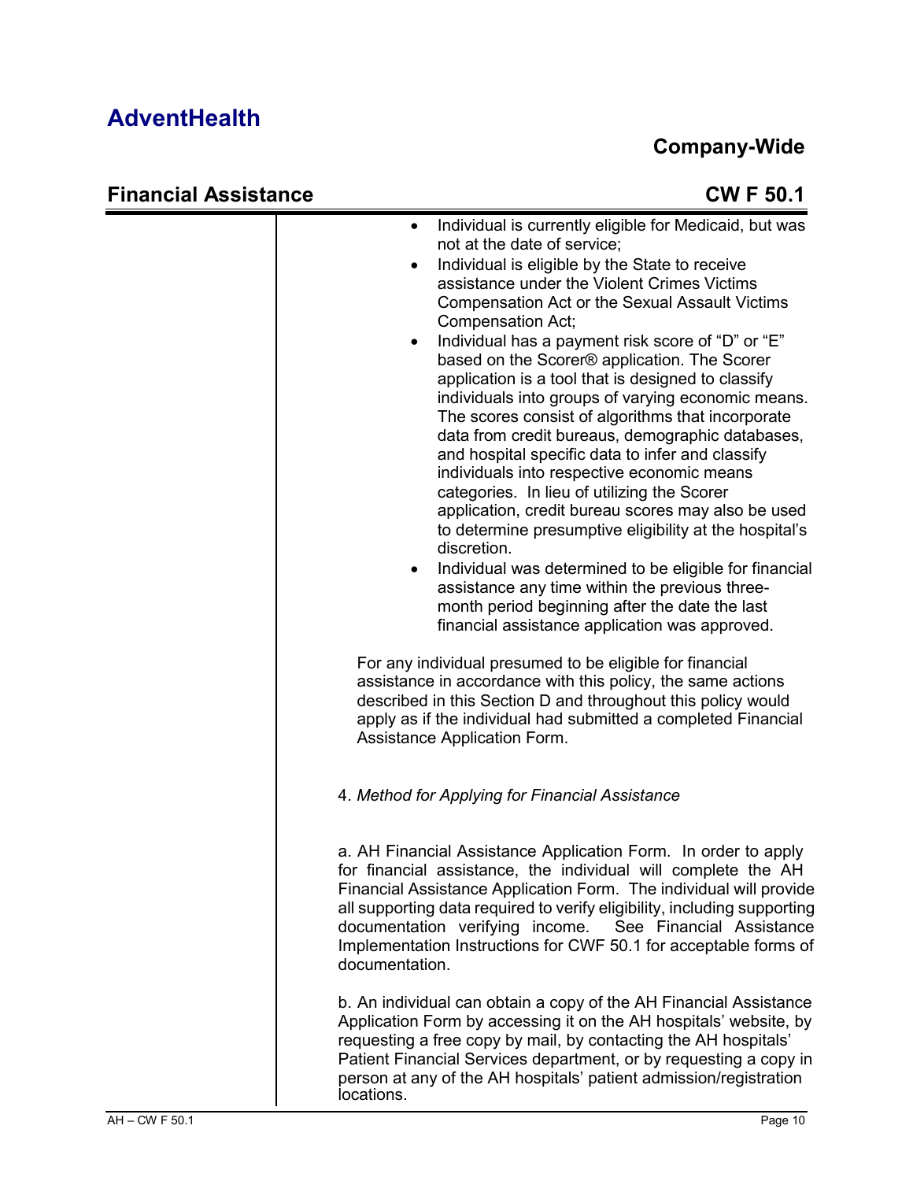- Individual is currently eligible for Medicaid, but was not at the date of service;
- Individual is eligible by the State to receive assistance under the Violent Crimes Victims Compensation Act or the Sexual Assault Victims Compensation Act;
- Individual has a payment risk score of "D" or "E" based on the Scorer® application. The Scorer application is a tool that is designed to classify individuals into groups of varying economic means. The scores consist of algorithms that incorporate data from credit bureaus, demographic databases, and hospital specific data to infer and classify individuals into respective economic means categories. In lieu of utilizing the Scorer application, credit bureau scores may also be used to determine presumptive eligibility at the hospital's discretion.
- Individual was determined to be eligible for financial assistance any time within the previous three-month period beginning after the date the last financial assistance application was approved.

For any individual presumed to be eligible for financial assistance in accordance with this policy, the same actions described in this Section D and throughout this policy would apply as if the individual had submitted a completed Financial Assistance Application Form.

4. *Method for Applying for Financial Assistance*

a. AH Financial Assistance Application Form. In order to apply for financial assistance, the individual will complete the AH Financial Assistance Application Form. The individual will provide all supporting data required to verify eligibility, including supporting documentation verifying income. See Financial Assistance Implementation Instructions for CWF 50.1 for acceptable forms of documentation.

b. An individual can obtain a copy of the AH Financial Assistance Application Form by accessing it on the AH hospitals' website, by requesting a free copy by mail, by contacting the AH hospitals' Patient Financial Services department, or by requesting a copy in person at any of the AH hospitals' patient admission/registration locations.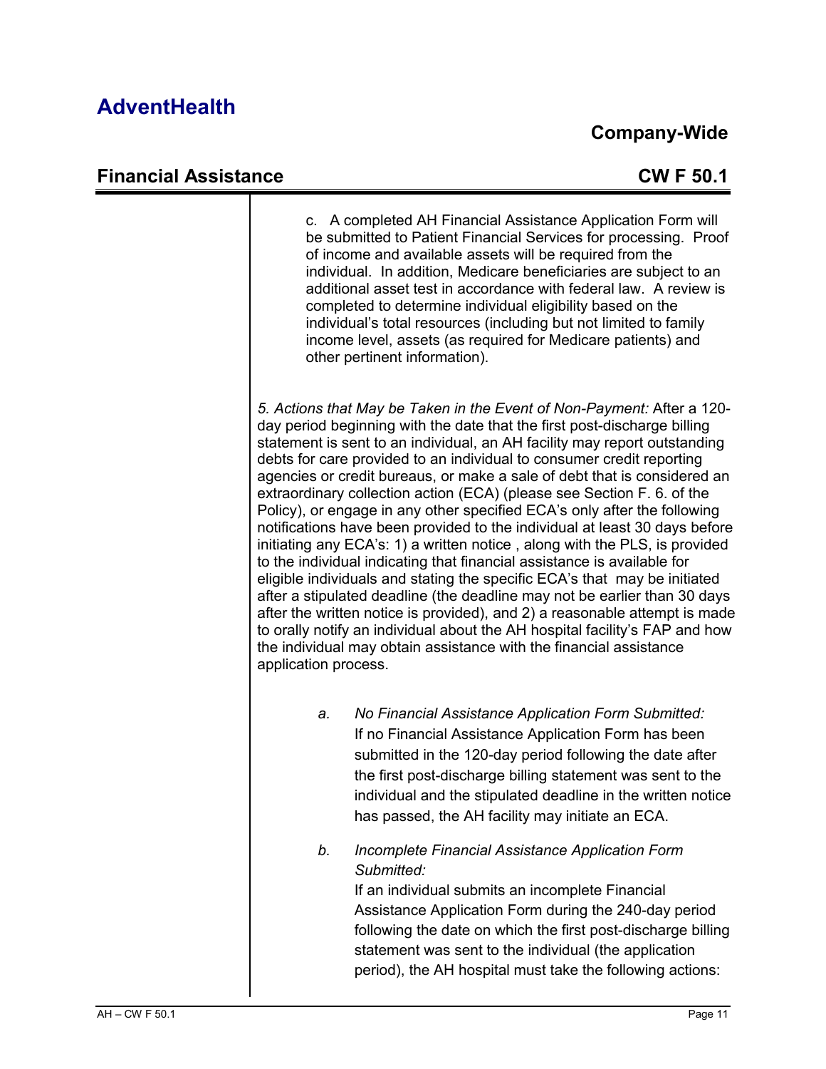c. A completed AH Financial Assistance Application Form will be submitted to Patient Financial Services for processing. Proof of income and available assets will be required from the individual. In addition, Medicare beneficiaries are subject to an additional asset test in accordance with federal law. A review is completed to determine individual eligibility based on the individual's total resources (including but not limited to family income level, assets (as required for Medicare patients) and other pertinent information).

*5. Actions that May be Taken in the Event of Non-Payment:* After a 120-day period beginning with the date that the first post-discharge billing statement is sent to an individual, an AH facility may report outstanding debts for care provided to an individual to consumer credit reporting agencies or credit bureaus, or make a sale of debt that is considered an extraordinary collection action (ECA) (please see Section F. 6. of the Policy), or engage in any other specified ECA's only after the following notifications have been provided to the individual at least 30 days before initiating any ECA's: 1) a written notice , along with the PLS, is provided to the individual indicating that financial assistance is available for eligible individuals and stating the specific ECA's that may be initiated after a stipulated deadline (the deadline may not be earlier than 30 days after the written notice is provided), and 2) a reasonable attempt is made to orally notify an individual about the AH hospital facility's FAP and how the individual may obtain assistance with the financial assistance application process.

a. *No Financial Assistance Application Form Submitted:*
If no Financial Assistance Application Form has been submitted in the 120-day period following the date after the first post-discharge billing statement was sent to the individual and the stipulated deadline in the written notice has passed, the AH facility may initiate an ECA.

b. *Incomplete Financial Assistance Application Form Submitted:*
If an individual submits an incomplete Financial Assistance Application Form during the 240-day period following the date on which the first post-discharge billing statement was sent to the individual (the application period), the AH hospital must take the following actions: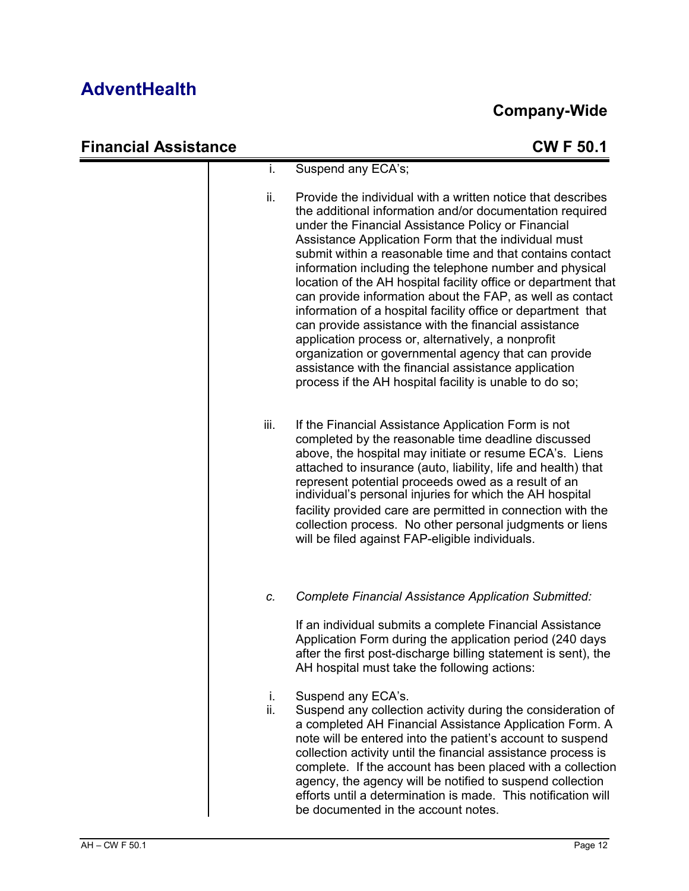i. Suspend any ECA's;

ii. Provide the individual with a written notice that describes the additional information and/or documentation required under the Financial Assistance Policy or Financial Assistance Application Form that the individual must submit within a reasonable time and that contains contact information including the telephone number and physical location of the AH hospital facility office or department that can provide information about the FAP, as well as contact information of a hospital facility office or department that can provide assistance with the financial assistance application process or, alternatively, a nonprofit organization or governmental agency that can provide assistance with the financial assistance application process if the AH hospital facility is unable to do so;

iii. If the Financial Assistance Application Form is not completed by the reasonable time deadline discussed above, the hospital may initiate or resume ECA's. Liens attached to insurance (auto, liability, life and health) that represent potential proceeds owed as a result of an individual's personal injuries for which the AH hospital facility provided care are permitted in connection with the collection process. No other personal judgments or liens will be filed against FAP-eligible individuals.

c. *Complete Financial Assistance Application Submitted:*

If an individual submits a complete Financial Assistance Application Form during the application period (240 days after the first post-discharge billing statement is sent), the AH hospital must take the following actions:

i. Suspend any ECA's.

ii. Suspend any collection activity during the consideration of a completed AH Financial Assistance Application Form. A note will be entered into the patient's account to suspend collection activity until the financial assistance process is complete. If the account has been placed with a collection agency, the agency will be notified to suspend collection efforts until a determination is made. This notification will be documented in the account notes.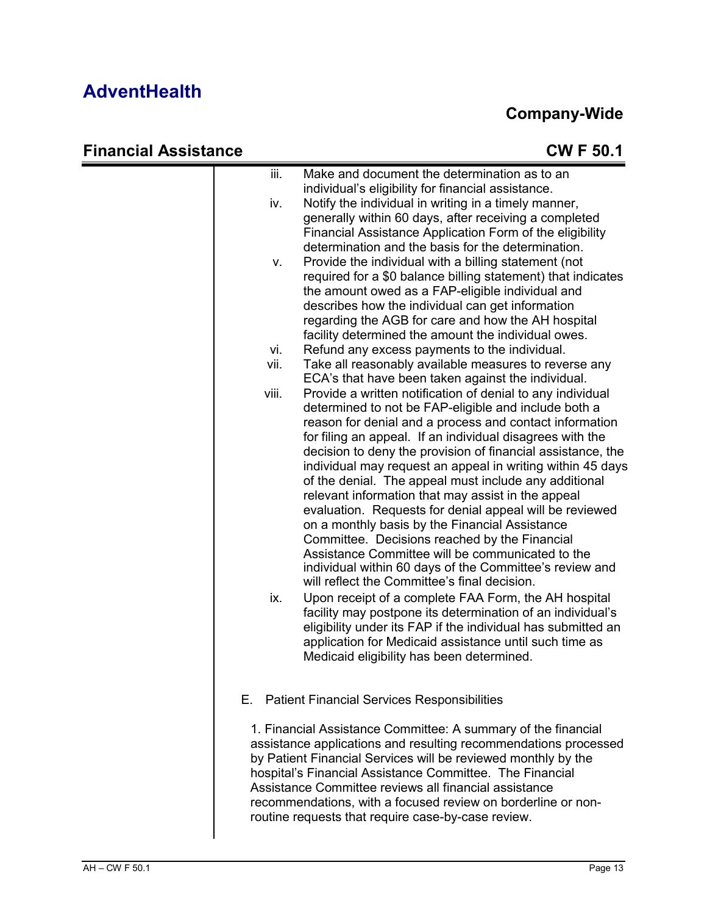iii. Make and document the determination as to an individual's eligibility for financial assistance.

iv. Notify the individual in writing in a timely manner, generally within 60 days, after receiving a completed Financial Assistance Application Form of the eligibility determination and the basis for the determination.

v. Provide the individual with a billing statement (not required for a $0 balance billing statement) that indicates the amount owed as a FAP-eligible individual and describes how the individual can get information regarding the AGB for care and how the AH hospital facility determined the amount the individual owes.

vi. Refund any excess payments to the individual.

vii. Take all reasonably available measures to reverse any ECA's that have been taken against the individual.

viii. Provide a written notification of denial to any individual determined to not be FAP-eligible and include both a reason for denial and a process and contact information for filing an appeal. If an individual disagrees with the decision to deny the provision of financial assistance, the individual may request an appeal in writing within 45 days of the denial. The appeal must include any additional relevant information that may assist in the appeal evaluation. Requests for denial appeal will be reviewed on a monthly basis by the Financial Assistance Committee. Decisions reached by the Financial Assistance Committee will be communicated to the individual within 60 days of the Committee's review and will reflect the Committee's final decision.

ix. Upon receipt of a complete FAA Form, the AH hospital facility may postpone its determination of an individual's eligibility under its FAP if the individual has submitted an application for Medicaid assistance until such time as Medicaid eligibility has been determined.

E. Patient Financial Services Responsibilities

1. Financial Assistance Committee: A summary of the financial assistance applications and resulting recommendations processed by Patient Financial Services will be reviewed monthly by the hospital's Financial Assistance Committee. The Financial Assistance Committee reviews all financial assistance recommendations, with a focused review on borderline or non-routine requests that require case-by-case review.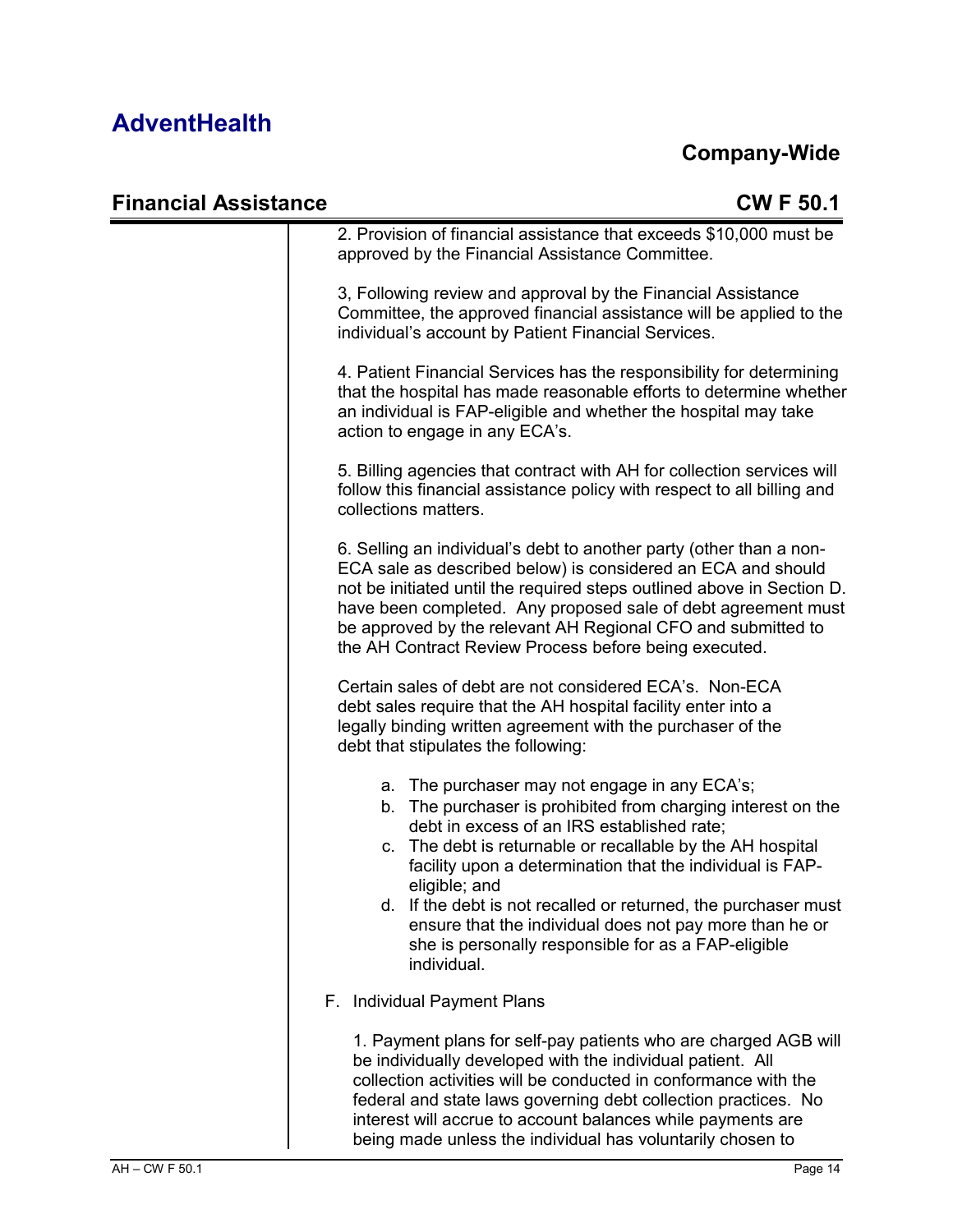2. Provision of financial assistance that exceeds $10,000 must be approved by the Financial Assistance Committee.

3, Following review and approval by the Financial Assistance Committee, the approved financial assistance will be applied to the individual's account by Patient Financial Services.

4. Patient Financial Services has the responsibility for determining that the hospital has made reasonable efforts to determine whether an individual is FAP-eligible and whether the hospital may take action to engage in any ECA's.

5. Billing agencies that contract with AH for collection services will follow this financial assistance policy with respect to all billing and collections matters.

6. Selling an individual's debt to another party (other than a non-ECA sale as described below) is considered an ECA and should not be initiated until the required steps outlined above in Section D. have been completed. Any proposed sale of debt agreement must be approved by the relevant AH Regional CFO and submitted to the AH Contract Review Process before being executed.

Certain sales of debt are not considered ECA's. Non-ECA debt sales require that the AH hospital facility enter into a legally binding written agreement with the purchaser of the debt that stipulates the following:

a. The purchaser may not engage in any ECA's;
b. The purchaser is prohibited from charging interest on the debt in excess of an IRS established rate;
c. The debt is returnable or recallable by the AH hospital facility upon a determination that the individual is FAP-eligible; and
d. If the debt is not recalled or returned, the purchaser must ensure that the individual does not pay more than he or she is personally responsible for as a FAP-eligible individual.

F. Individual Payment Plans

1. Payment plans for self-pay patients who are charged AGB will be individually developed with the individual patient. All collection activities will be conducted in conformance with the federal and state laws governing debt collection practices. No interest will accrue to account balances while payments are being made unless the individual has voluntarily chosen to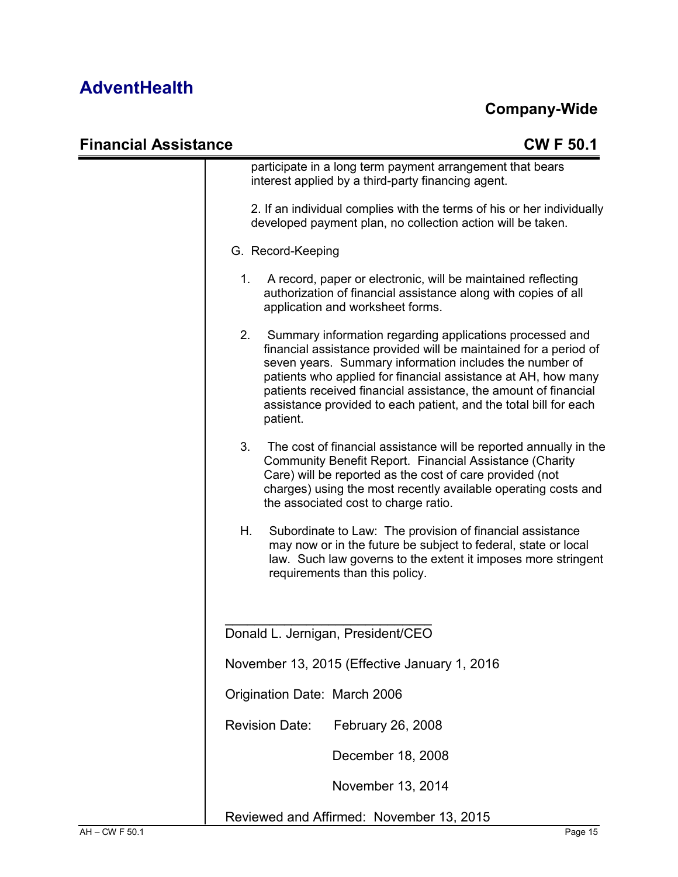participate in a long term payment arrangement that bears interest applied by a third-party financing agent.

2. If an individual complies with the terms of his or her individually developed payment plan, no collection action will be taken.

G. Record-Keeping

1. A record, paper or electronic, will be maintained reflecting authorization of financial assistance along with copies of all application and worksheet forms.

2. Summary information regarding applications processed and financial assistance provided will be maintained for a period of seven years. Summary information includes the number of patients who applied for financial assistance at AH, how many patients received financial assistance, the amount of financial assistance provided to each patient, and the total bill for each patient.

3. The cost of financial assistance will be reported annually in the Community Benefit Report. Financial Assistance (Charity Care) will be reported as the cost of care provided (not charges) using the most recently available operating costs and the associated cost to charge ratio.

H. Subordinate to Law: The provision of financial assistance may now or in the future be subject to federal, state or local law. Such law governs to the extent it imposes more stringent requirements than this policy.

\_\_\_\_\_\_\_\_\_\_\_\_\_\_\_\_\_\_\_\_\_\_\_\_\_\_\_\_\_\_

Donald L. Jernigan, President/CEO

November 13, 2015 (Effective January 1, 2016

Origination Date: March 2006

Revision Date: February 26, 2008

December 18, 2008

November 13, 2014

Reviewed and Affirmed: November 13, 2015